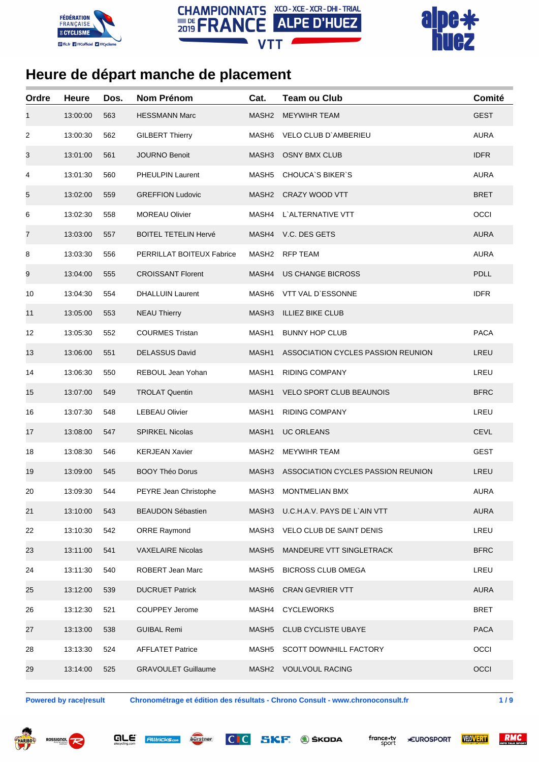CHAMPIONNATS DE FRANCE 2019 XCO - XCE - XCR - DHI - TRIAL ALPE D'HUEZ VTT

# Heure de départ manche de placement

| Ordre | Heure | Dos. | Nom Prénom | Cat. | Team ou Club | Comité |
|---|---|---|---|---|---|---|
| 1 | 13:00:00 | 563 | HESSMANN Marc | MASH2 | MEYWIHR TEAM | GEST |
| 2 | 13:00:30 | 562 | GILBERT Thierry | MASH6 | VELO CLUB D`AMBERIEU | AURA |
| 3 | 13:01:00 | 561 | JOURNO Benoit | MASH3 | OSNY BMX CLUB | IDFR |
| 4 | 13:01:30 | 560 | PHEULPIN Laurent | MASH5 | CHOUCA`S BIKER`S | AURA |
| 5 | 13:02:00 | 559 | GREFFION Ludovic | MASH2 | CRAZY WOOD VTT | BRET |
| 6 | 13:02:30 | 558 | MOREAU Olivier | MASH4 | L`ALTERNATIVE VTT | OCCI |
| 7 | 13:03:00 | 557 | BOITEL TETELIN Hervé | MASH4 | V.C. DES GETS | AURA |
| 8 | 13:03:30 | 556 | PERRILLAT BOITEUX Fabrice | MASH2 | RFP TEAM | AURA |
| 9 | 13:04:00 | 555 | CROISSANT Florent | MASH4 | US CHANGE BICROSS | PDLL |
| 10 | 13:04:30 | 554 | DHALLUIN Laurent | MASH6 | VTT VAL D`ESSONNE | IDFR |
| 11 | 13:05:00 | 553 | NEAU Thierry | MASH3 | ILLIEZ BIKE CLUB | |
| 12 | 13:05:30 | 552 | COURMES Tristan | MASH1 | BUNNY HOP CLUB | PACA |
| 13 | 13:06:00 | 551 | DELASSUS David | MASH1 | ASSOCIATION CYCLES PASSION REUNION | LREU |
| 14 | 13:06:30 | 550 | REBOUL Jean Yohan | MASH1 | RIDING COMPANY | LREU |
| 15 | 13:07:00 | 549 | TROLAT Quentin | MASH1 | VELO SPORT CLUB BEAUNOIS | BFRC |
| 16 | 13:07:30 | 548 | LEBEAU Olivier | MASH1 | RIDING COMPANY | LREU |
| 17 | 13:08:00 | 547 | SPIRKEL Nicolas | MASH1 | UC ORLEANS | CEVL |
| 18 | 13:08:30 | 546 | KERJEAN Xavier | MASH2 | MEYWIHR TEAM | GEST |
| 19 | 13:09:00 | 545 | BOOY Théo Dorus | MASH3 | ASSOCIATION CYCLES PASSION REUNION | LREU |
| 20 | 13:09:30 | 544 | PEYRE Jean Christophe | MASH3 | MONTMELIAN BMX | AURA |
| 21 | 13:10:00 | 543 | BEAUDON Sébastien | MASH3 | U.C.H.A.V. PAYS DE L`AIN VTT | AURA |
| 22 | 13:10:30 | 542 | ORRE Raymond | MASH3 | VELO CLUB DE SAINT DENIS | LREU |
| 23 | 13:11:00 | 541 | VAXELAIRE Nicolas | MASH5 | MANDEURE VTT SINGLETRACK | BFRC |
| 24 | 13:11:30 | 540 | ROBERT Jean Marc | MASH5 | BICROSS CLUB OMEGA | LREU |
| 25 | 13:12:00 | 539 | DUCRUET Patrick | MASH6 | CRAN GEVRIER VTT | AURA |
| 26 | 13:12:30 | 521 | COUPPEY Jerome | MASH4 | CYCLEWORKS | BRET |
| 27 | 13:13:00 | 538 | GUIBAL Remi | MASH5 | CLUB CYCLISTE UBAYE | PACA |
| 28 | 13:13:30 | 524 | AFFLATET Patrice | MASH5 | SCOTT DOWNHILL FACTORY | OCCI |
| 29 | 13:14:00 | 525 | GRAVOULET Guillaume | MASH2 | VOULVOUL RACING | OCCI |

**Powered by race|result** **Chronométrage et édition des résultats - Chrono Consult - www.chronoconsult.fr**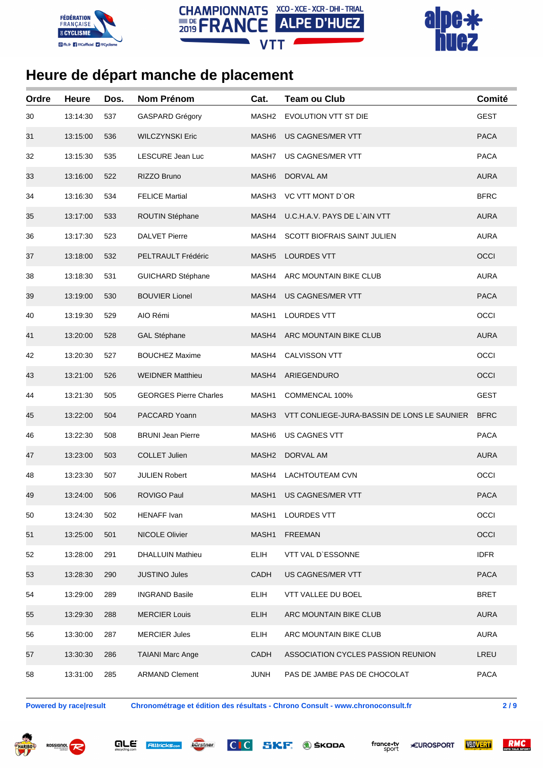# Heure de départ manche de placement

| Ordre | Heure | Dos. | Nom Prénom | Cat. | Team ou Club | Comité |
|---|---|---|---|---|---|---|
| 30 | 13:14:30 | 537 | GASPARD Grégory | MASH2 | EVOLUTION VTT ST DIE | GEST |
| 31 | 13:15:00 | 536 | WILCZYNSKI Eric | MASH6 | US CAGNES/MER VTT | PACA |
| 32 | 13:15:30 | 535 | LESCURE Jean Luc | MASH7 | US CAGNES/MER VTT | PACA |
| 33 | 13:16:00 | 522 | RIZZO Bruno | MASH6 | DORVAL AM | AURA |
| 34 | 13:16:30 | 534 | FELICE Martial | MASH3 | VC VTT MONT D`OR | BFRC |
| 35 | 13:17:00 | 533 | ROUTIN Stéphane | MASH4 | U.C.H.A.V. PAYS DE L`AIN VTT | AURA |
| 36 | 13:17:30 | 523 | DALVET Pierre | MASH4 | SCOTT BIOFRAIS SAINT JULIEN | AURA |
| 37 | 13:18:00 | 532 | PELTRAULT Frédéric | MASH5 | LOURDES VTT | OCCI |
| 38 | 13:18:30 | 531 | GUICHARD Stéphane | MASH4 | ARC MOUNTAIN BIKE CLUB | AURA |
| 39 | 13:19:00 | 530 | BOUVIER Lionel | MASH4 | US CAGNES/MER VTT | PACA |
| 40 | 13:19:30 | 529 | AIO Rémi | MASH1 | LOURDES VTT | OCCI |
| 41 | 13:20:00 | 528 | GAL Stéphane | MASH4 | ARC MOUNTAIN BIKE CLUB | AURA |
| 42 | 13:20:30 | 527 | BOUCHEZ Maxime | MASH4 | CALVISSON VTT | OCCI |
| 43 | 13:21:00 | 526 | WEIDNER Matthieu | MASH4 | ARIEGENDURO | OCCI |
| 44 | 13:21:30 | 505 | GEORGES Pierre Charles | MASH1 | COMMENCAL 100% | GEST |
| 45 | 13:22:00 | 504 | PACCARD Yoann | MASH3 | VTT CONLIEGE-JURA-BASSIN DE LONS LE SAUNIER | BFRC |
| 46 | 13:22:30 | 508 | BRUNI Jean Pierre | MASH6 | US CAGNES VTT | PACA |
| 47 | 13:23:00 | 503 | COLLET Julien | MASH2 | DORVAL AM | AURA |
| 48 | 13:23:30 | 507 | JULIEN Robert | MASH4 | LACHTOUTEAM CVN | OCCI |
| 49 | 13:24:00 | 506 | ROVIGO Paul | MASH1 | US CAGNES/MER VTT | PACA |
| 50 | 13:24:30 | 502 | HENAFF Ivan | MASH1 | LOURDES VTT | OCCI |
| 51 | 13:25:00 | 501 | NICOLE Olivier | MASH1 | FREEMAN | OCCI |
| 52 | 13:28:00 | 291 | DHALLUIN Mathieu | ELIH | VTT VAL D`ESSONNE | IDFR |
| 53 | 13:28:30 | 290 | JUSTINO Jules | CADH | US CAGNES/MER VTT | PACA |
| 54 | 13:29:00 | 289 | INGRAND Basile | ELIH | VTT VALLEE DU BOEL | BRET |
| 55 | 13:29:30 | 288 | MERCIER Louis | ELIH | ARC MOUNTAIN BIKE CLUB | AURA |
| 56 | 13:30:00 | 287 | MERCIER Jules | ELIH | ARC MOUNTAIN BIKE CLUB | AURA |
| 57 | 13:30:30 | 286 | TAIANI Marc Ange | CADH | ASSOCIATION CYCLES PASSION REUNION | LREU |
| 58 | 13:31:00 | 285 | ARMAND Clement | JUNH | PAS DE JAMBE PAS DE CHOCOLAT | PACA |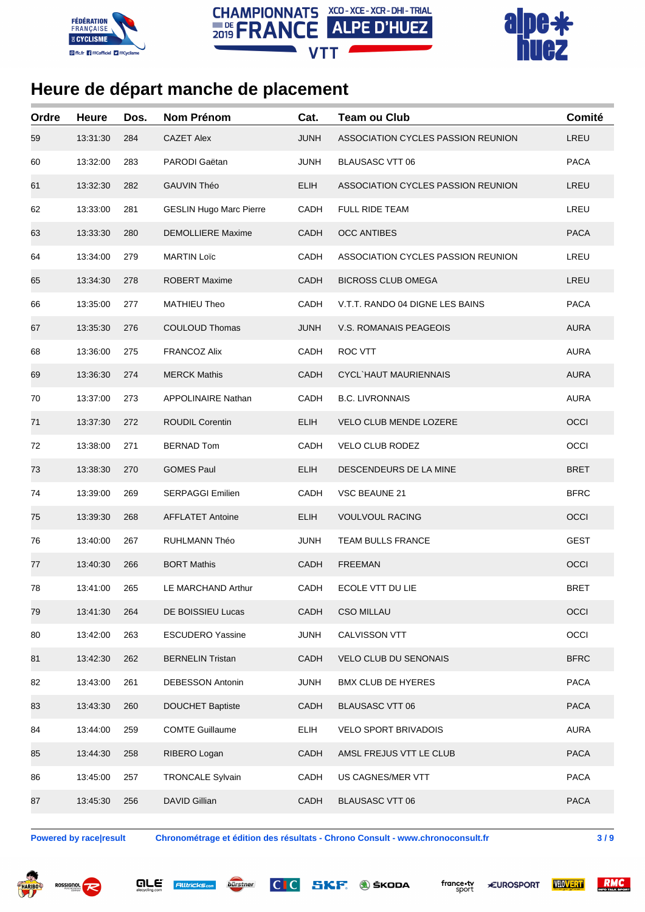# Heure de départ manche de placement

| Ordre | Heure | Dos. | Nom Prénom | Cat. | Team ou Club | Comité |
|---|---|---|---|---|---|---|
| 59 | 13:31:30 | 284 | CAZET Alex | JUNH | ASSOCIATION CYCLES PASSION REUNION | LREU |
| 60 | 13:32:00 | 283 | PARODI Gaëtan | JUNH | BLAUSASC VTT 06 | PACA |
| 61 | 13:32:30 | 282 | GAUVIN Théo | ELIH | ASSOCIATION CYCLES PASSION REUNION | LREU |
| 62 | 13:33:00 | 281 | GESLIN Hugo Marc Pierre | CADH | FULL RIDE TEAM | LREU |
| 63 | 13:33:30 | 280 | DEMOLLIERE Maxime | CADH | OCC ANTIBES | PACA |
| 64 | 13:34:00 | 279 | MARTIN Loïc | CADH | ASSOCIATION CYCLES PASSION REUNION | LREU |
| 65 | 13:34:30 | 278 | ROBERT Maxime | CADH | BICROSS CLUB OMEGA | LREU |
| 66 | 13:35:00 | 277 | MATHIEU Theo | CADH | V.T.T. RANDO 04 DIGNE LES BAINS | PACA |
| 67 | 13:35:30 | 276 | COULOUD Thomas | JUNH | V.S. ROMANAIS PEAGEOIS | AURA |
| 68 | 13:36:00 | 275 | FRANCOZ Alix | CADH | ROC VTT | AURA |
| 69 | 13:36:30 | 274 | MERCK Mathis | CADH | CYCL`HAUT MAURIENNAIS | AURA |
| 70 | 13:37:00 | 273 | APPOLINAIRE Nathan | CADH | B.C. LIVRONNAIS | AURA |
| 71 | 13:37:30 | 272 | ROUDIL Corentin | ELIH | VELO CLUB MENDE LOZERE | OCCI |
| 72 | 13:38:00 | 271 | BERNAD Tom | CADH | VELO CLUB RODEZ | OCCI |
| 73 | 13:38:30 | 270 | GOMES Paul | ELIH | DESCENDEURS DE LA MINE | BRET |
| 74 | 13:39:00 | 269 | SERPAGGI Emilien | CADH | VSC BEAUNE 21 | BFRC |
| 75 | 13:39:30 | 268 | AFFLATET Antoine | ELIH | VOULVOUL RACING | OCCI |
| 76 | 13:40:00 | 267 | RUHLMANN Théo | JUNH | TEAM BULLS FRANCE | GEST |
| 77 | 13:40:30 | 266 | BORT Mathis | CADH | FREEMAN | OCCI |
| 78 | 13:41:00 | 265 | LE MARCHAND Arthur | CADH | ECOLE VTT DU LIE | BRET |
| 79 | 13:41:30 | 264 | DE BOISSIEU Lucas | CADH | CSO MILLAU | OCCI |
| 80 | 13:42:00 | 263 | ESCUDERO Yassine | JUNH | CALVISSON VTT | OCCI |
| 81 | 13:42:30 | 262 | BERNELIN Tristan | CADH | VELO CLUB DU SENONAIS | BFRC |
| 82 | 13:43:00 | 261 | DEBESSON Antonin | JUNH | BMX CLUB DE HYERES | PACA |
| 83 | 13:43:30 | 260 | DOUCHET Baptiste | CADH | BLAUSASC VTT 06 | PACA |
| 84 | 13:44:00 | 259 | COMTE Guillaume | ELIH | VELO SPORT BRIVADOIS | AURA |
| 85 | 13:44:30 | 258 | RIBERO Logan | CADH | AMSL FREJUS VTT LE CLUB | PACA |
| 86 | 13:45:00 | 257 | TRONCALE Sylvain | CADH | US CAGNES/MER VTT | PACA |
| 87 | 13:45:30 | 256 | DAVID Gillian | CADH | BLAUSASC VTT 06 | PACA |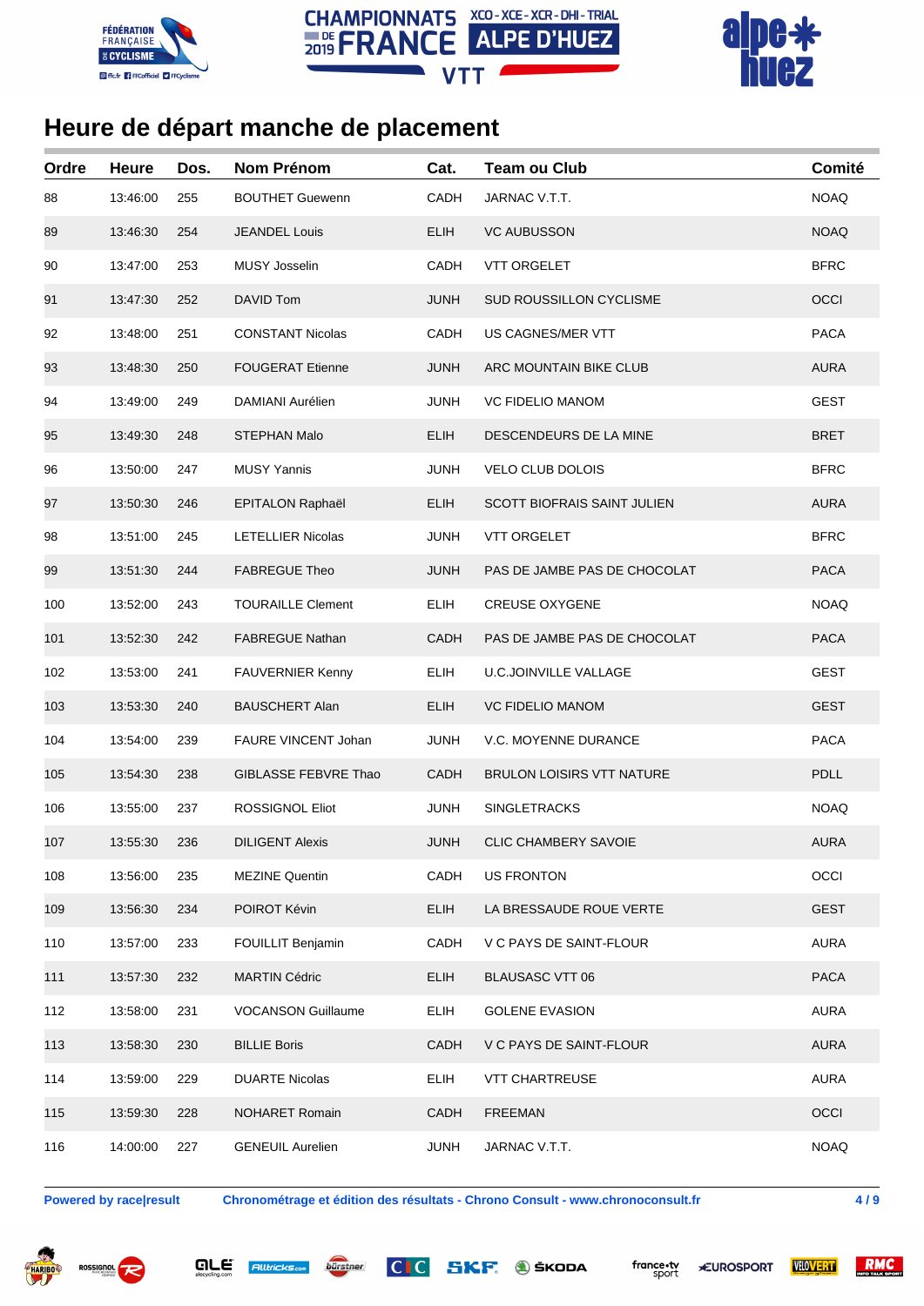# Heure de départ manche de placement

| Ordre | Heure | Dos. | Nom Prénom | Cat. | Team ou Club | Comité |
|---|---|---|---|---|---|---|
| 88 | 13:46:00 | 255 | BOUTHET Guewenn | CADH | JARNAC V.T.T. | NOAQ |
| 89 | 13:46:30 | 254 | JEANDEL Louis | ELIH | VC AUBUSSON | NOAQ |
| 90 | 13:47:00 | 253 | MUSY Josselin | CADH | VTT ORGELET | BFRC |
| 91 | 13:47:30 | 252 | DAVID Tom | JUNH | SUD ROUSSILLON CYCLISME | OCCI |
| 92 | 13:48:00 | 251 | CONSTANT Nicolas | CADH | US CAGNES/MER VTT | PACA |
| 93 | 13:48:30 | 250 | FOUGERAT Etienne | JUNH | ARC MOUNTAIN BIKE CLUB | AURA |
| 94 | 13:49:00 | 249 | DAMIANI Aurélien | JUNH | VC FIDELIO MANOM | GEST |
| 95 | 13:49:30 | 248 | STEPHAN Malo | ELIH | DESCENDEURS DE LA MINE | BRET |
| 96 | 13:50:00 | 247 | MUSY Yannis | JUNH | VELO CLUB DOLOIS | BFRC |
| 97 | 13:50:30 | 246 | EPITALON Raphaël | ELIH | SCOTT BIOFRAIS SAINT JULIEN | AURA |
| 98 | 13:51:00 | 245 | LETELLIER Nicolas | JUNH | VTT ORGELET | BFRC |
| 99 | 13:51:30 | 244 | FABREGUE Theo | JUNH | PAS DE JAMBE PAS DE CHOCOLAT | PACA |
| 100 | 13:52:00 | 243 | TOURAILLE Clement | ELIH | CREUSE OXYGENE | NOAQ |
| 101 | 13:52:30 | 242 | FABREGUE Nathan | CADH | PAS DE JAMBE PAS DE CHOCOLAT | PACA |
| 102 | 13:53:00 | 241 | FAUVERNIER Kenny | ELIH | U.C.JOINVILLE VALLAGE | GEST |
| 103 | 13:53:30 | 240 | BAUSCHERT Alan | ELIH | VC FIDELIO MANOM | GEST |
| 104 | 13:54:00 | 239 | FAURE VINCENT Johan | JUNH | V.C. MOYENNE DURANCE | PACA |
| 105 | 13:54:30 | 238 | GIBLASSE FEBVRE Thao | CADH | BRULON LOISIRS VTT NATURE | PDLL |
| 106 | 13:55:00 | 237 | ROSSIGNOL Eliot | JUNH | SINGLETRACKS | NOAQ |
| 107 | 13:55:30 | 236 | DILIGENT Alexis | JUNH | CLIC CHAMBERY SAVOIE | AURA |
| 108 | 13:56:00 | 235 | MEZINE Quentin | CADH | US FRONTON | OCCI |
| 109 | 13:56:30 | 234 | POIROT Kévin | ELIH | LA BRESSAUDE ROUE VERTE | GEST |
| 110 | 13:57:00 | 233 | FOUILLIT Benjamin | CADH | V C PAYS DE SAINT-FLOUR | AURA |
| 111 | 13:57:30 | 232 | MARTIN Cédric | ELIH | BLAUSASC VTT 06 | PACA |
| 112 | 13:58:00 | 231 | VOCANSON Guillaume | ELIH | GOLENE EVASION | AURA |
| 113 | 13:58:30 | 230 | BILLIE Boris | CADH | V C PAYS DE SAINT-FLOUR | AURA |
| 114 | 13:59:00 | 229 | DUARTE Nicolas | ELIH | VTT CHARTREUSE | AURA |
| 115 | 13:59:30 | 228 | NOHARET Romain | CADH | FREEMAN | OCCI |
| 116 | 14:00:00 | 227 | GENEUIL Aurelien | JUNH | JARNAC V.T.T. | NOAQ |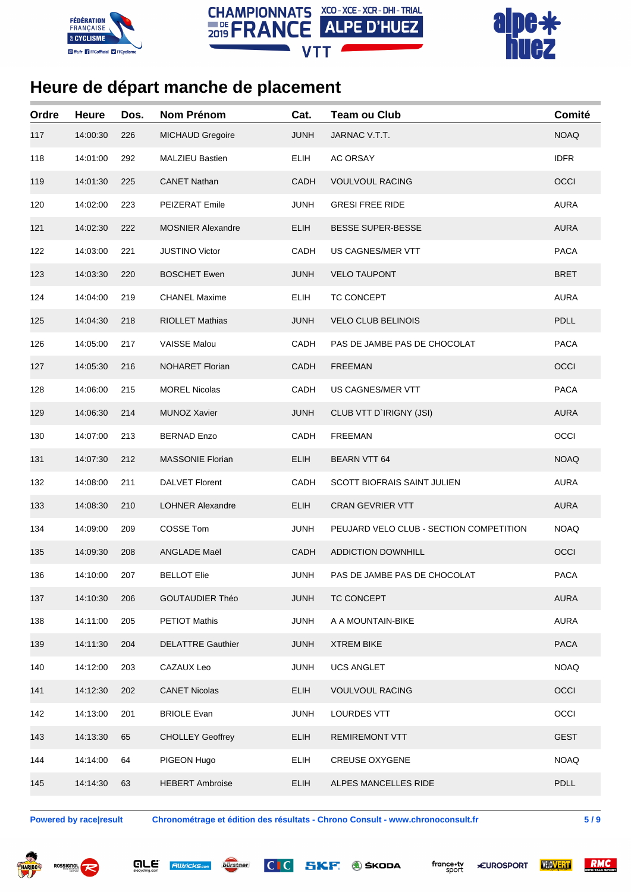# Heure de départ manche de placement

| Ordre | Heure | Dos. | Nom Prénom | Cat. | Team ou Club | Comité |
|---|---|---|---|---|---|---|
| 117 | 14:00:30 | 226 | MICHAUD Gregoire | JUNH | JARNAC V.T.T. | NOAQ |
| 118 | 14:01:00 | 292 | MALZIEU Bastien | ELIH | AC ORSAY | IDFR |
| 119 | 14:01:30 | 225 | CANET Nathan | CADH | VOULVOUL RACING | OCCI |
| 120 | 14:02:00 | 223 | PEIZERAT Emile | JUNH | GRESI FREE RIDE | AURA |
| 121 | 14:02:30 | 222 | MOSNIER Alexandre | ELIH | BESSE SUPER-BESSE | AURA |
| 122 | 14:03:00 | 221 | JUSTINO Victor | CADH | US CAGNES/MER VTT | PACA |
| 123 | 14:03:30 | 220 | BOSCHET Ewen | JUNH | VELO TAUPONT | BRET |
| 124 | 14:04:00 | 219 | CHANEL Maxime | ELIH | TC CONCEPT | AURA |
| 125 | 14:04:30 | 218 | RIOLLET Mathias | JUNH | VELO CLUB BELINOIS | PDLL |
| 126 | 14:05:00 | 217 | VAISSE Malou | CADH | PAS DE JAMBE PAS DE CHOCOLAT | PACA |
| 127 | 14:05:30 | 216 | NOHARET Florian | CADH | FREEMAN | OCCI |
| 128 | 14:06:00 | 215 | MOREL Nicolas | CADH | US CAGNES/MER VTT | PACA |
| 129 | 14:06:30 | 214 | MUNOZ Xavier | JUNH | CLUB VTT D`IRIGNY (JSI) | AURA |
| 130 | 14:07:00 | 213 | BERNAD Enzo | CADH | FREEMAN | OCCI |
| 131 | 14:07:30 | 212 | MASSONIE Florian | ELIH | BEARN VTT 64 | NOAQ |
| 132 | 14:08:00 | 211 | DALVET Florent | CADH | SCOTT BIOFRAIS SAINT JULIEN | AURA |
| 133 | 14:08:30 | 210 | LOHNER Alexandre | ELIH | CRAN GEVRIER VTT | AURA |
| 134 | 14:09:00 | 209 | COSSE Tom | JUNH | PEUJARD VELO CLUB - SECTION COMPETITION | NOAQ |
| 135 | 14:09:30 | 208 | ANGLADE Maël | CADH | ADDICTION DOWNHILL | OCCI |
| 136 | 14:10:00 | 207 | BELLOT Elie | JUNH | PAS DE JAMBE PAS DE CHOCOLAT | PACA |
| 137 | 14:10:30 | 206 | GOUTAUDIER Théo | JUNH | TC CONCEPT | AURA |
| 138 | 14:11:00 | 205 | PETIOT Mathis | JUNH | A A MOUNTAIN-BIKE | AURA |
| 139 | 14:11:30 | 204 | DELATTRE Gauthier | JUNH | XTREM BIKE | PACA |
| 140 | 14:12:00 | 203 | CAZAUX Leo | JUNH | UCS ANGLET | NOAQ |
| 141 | 14:12:30 | 202 | CANET Nicolas | ELIH | VOULVOUL RACING | OCCI |
| 142 | 14:13:00 | 201 | BRIOLE Evan | JUNH | LOURDES VTT | OCCI |
| 143 | 14:13:30 | 65 | CHOLLEY Geoffrey | ELIH | REMIREMONT VTT | GEST |
| 144 | 14:14:00 | 64 | PIGEON Hugo | ELIH | CREUSE OXYGENE | NOAQ |
| 145 | 14:14:30 | 63 | HEBERT Ambroise | ELIH | ALPES MANCELLES RIDE | PDLL |

**Powered by race|result** **Chronométrage et édition des résultats - Chrono Consult - www.chronoconsult.fr**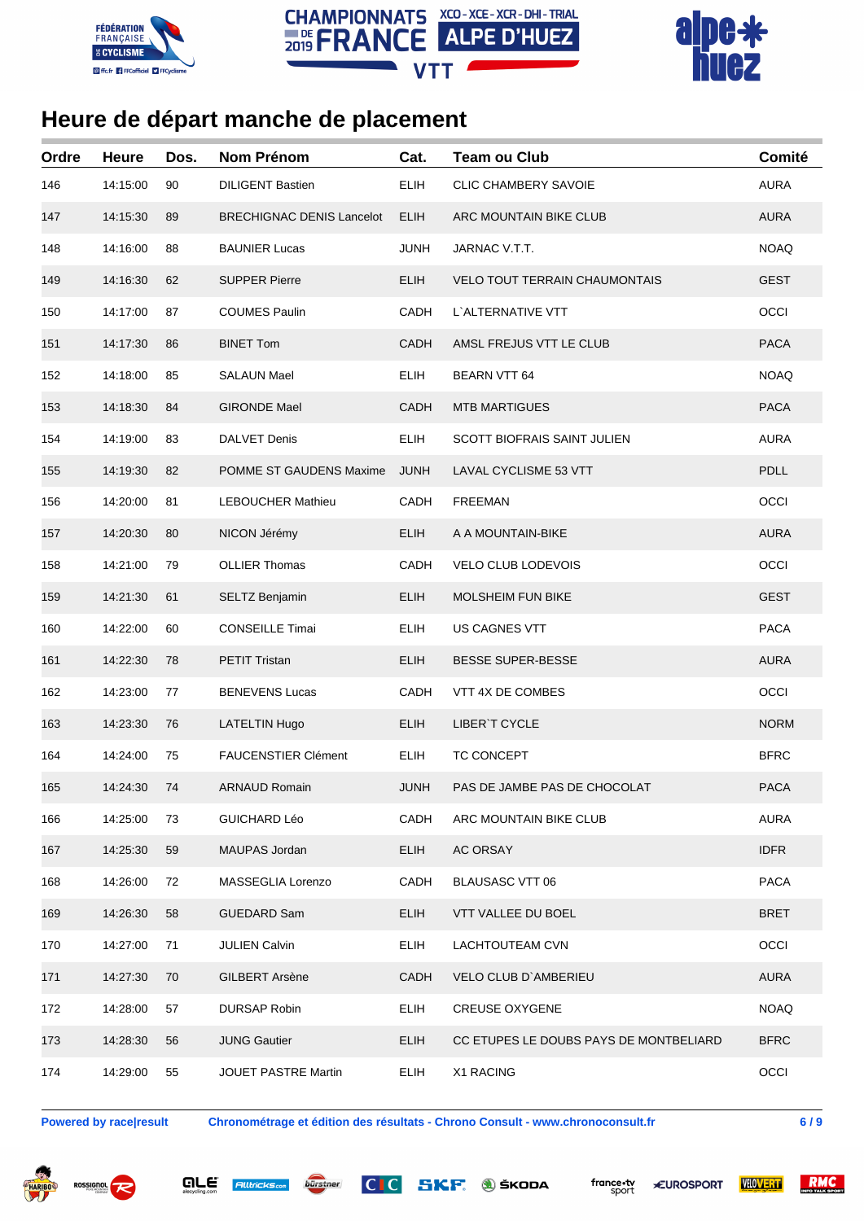# Heure de départ manche de placement

| Ordre | Heure | Dos. | Nom Prénom | Cat. | Team ou Club | Comité |
|---|---|---|---|---|---|---|
| 146 | 14:15:00 | 90 | DILIGENT Bastien | ELIH | CLIC CHAMBERY SAVOIE | AURA |
| 147 | 14:15:30 | 89 | BRECHIGNAC DENIS Lancelot | ELIH | ARC MOUNTAIN BIKE CLUB | AURA |
| 148 | 14:16:00 | 88 | BAUNIER Lucas | JUNH | JARNAC V.T.T. | NOAQ |
| 149 | 14:16:30 | 62 | SUPPER Pierre | ELIH | VELO TOUT TERRAIN CHAUMONTAIS | GEST |
| 150 | 14:17:00 | 87 | COUMES Paulin | CADH | L`ALTERNATIVE VTT | OCCI |
| 151 | 14:17:30 | 86 | BINET Tom | CADH | AMSL FREJUS VTT LE CLUB | PACA |
| 152 | 14:18:00 | 85 | SALAUN Mael | ELIH | BEARN VTT 64 | NOAQ |
| 153 | 14:18:30 | 84 | GIRONDE Mael | CADH | MTB MARTIGUES | PACA |
| 154 | 14:19:00 | 83 | DALVET Denis | ELIH | SCOTT BIOFRAIS SAINT JULIEN | AURA |
| 155 | 14:19:30 | 82 | POMME ST GAUDENS Maxime | JUNH | LAVAL CYCLISME 53 VTT | PDLL |
| 156 | 14:20:00 | 81 | LEBOUCHER Mathieu | CADH | FREEMAN | OCCI |
| 157 | 14:20:30 | 80 | NICON Jérémy | ELIH | A A MOUNTAIN-BIKE | AURA |
| 158 | 14:21:00 | 79 | OLLIER Thomas | CADH | VELO CLUB LODEVOIS | OCCI |
| 159 | 14:21:30 | 61 | SELTZ Benjamin | ELIH | MOLSHEIM FUN BIKE | GEST |
| 160 | 14:22:00 | 60 | CONSEILLE Timai | ELIH | US CAGNES VTT | PACA |
| 161 | 14:22:30 | 78 | PETIT Tristan | ELIH | BESSE SUPER-BESSE | AURA |
| 162 | 14:23:00 | 77 | BENEVENS Lucas | CADH | VTT 4X DE COMBES | OCCI |
| 163 | 14:23:30 | 76 | LATELTIN Hugo | ELIH | LIBER`T CYCLE | NORM |
| 164 | 14:24:00 | 75 | FAUCENSTIER Clément | ELIH | TC CONCEPT | BFRC |
| 165 | 14:24:30 | 74 | ARNAUD Romain | JUNH | PAS DE JAMBE PAS DE CHOCOLAT | PACA |
| 166 | 14:25:00 | 73 | GUICHARD Léo | CADH | ARC MOUNTAIN BIKE CLUB | AURA |
| 167 | 14:25:30 | 59 | MAUPAS Jordan | ELIH | AC ORSAY | IDFR |
| 168 | 14:26:00 | 72 | MASSEGLIA Lorenzo | CADH | BLAUSASC VTT 06 | PACA |
| 169 | 14:26:30 | 58 | GUEDARD Sam | ELIH | VTT VALLEE DU BOEL | BRET |
| 170 | 14:27:00 | 71 | JULIEN Calvin | ELIH | LACHTOUTEAM CVN | OCCI |
| 171 | 14:27:30 | 70 | GILBERT Arsène | CADH | VELO CLUB D`AMBERIEU | AURA |
| 172 | 14:28:00 | 57 | DURSAP Robin | ELIH | CREUSE OXYGENE | NOAQ |
| 173 | 14:28:30 | 56 | JUNG Gautier | ELIH | CC ETUPES LE DOUBS PAYS DE MONTBELIARD | BFRC |
| 174 | 14:29:00 | 55 | JOUET PASTRE Martin | ELIH | X1 RACING | OCCI |

Powered by race|result    Chronométrage et édition des résultats - Chrono Consult - www.chronoconsult.fr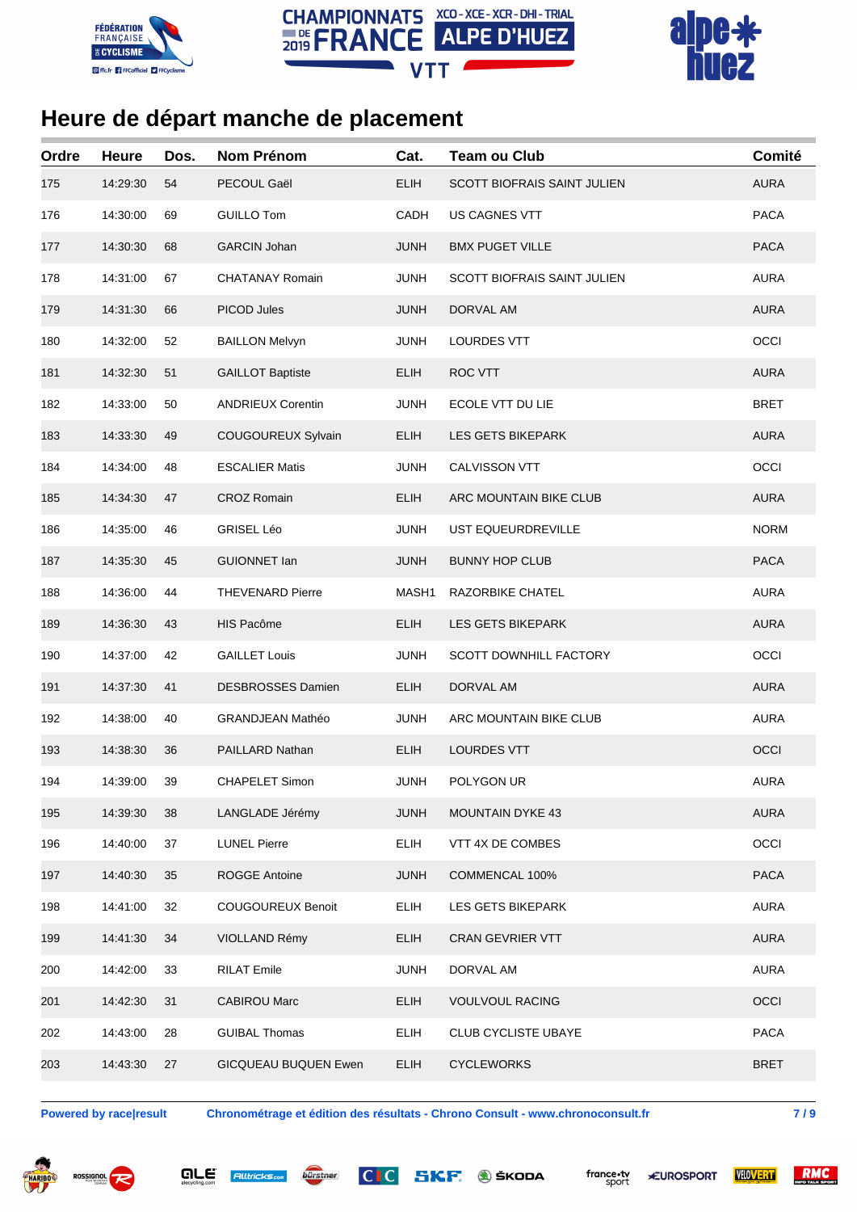# Heure de départ manche de placement

| Ordre | Heure | Dos. | Nom Prénom | Cat. | Team ou Club | Comité |
|---|---|---|---|---|---|---|
| 175 | 14:29:30 | 54 | PECOUL Gaël | ELIH | SCOTT BIOFRAIS SAINT JULIEN | AURA |
| 176 | 14:30:00 | 69 | GUILLO Tom | CADH | US CAGNES VTT | PACA |
| 177 | 14:30:30 | 68 | GARCIN Johan | JUNH | BMX PUGET VILLE | PACA |
| 178 | 14:31:00 | 67 | CHATANAY Romain | JUNH | SCOTT BIOFRAIS SAINT JULIEN | AURA |
| 179 | 14:31:30 | 66 | PICOD Jules | JUNH | DORVAL AM | AURA |
| 180 | 14:32:00 | 52 | BAILLON Melvyn | JUNH | LOURDES VTT | OCCI |
| 181 | 14:32:30 | 51 | GAILLOT Baptiste | ELIH | ROC VTT | AURA |
| 182 | 14:33:00 | 50 | ANDRIEUX Corentin | JUNH | ECOLE VTT DU LIE | BRET |
| 183 | 14:33:30 | 49 | COUGOUREUX Sylvain | ELIH | LES GETS BIKEPARK | AURA |
| 184 | 14:34:00 | 48 | ESCALIER Matis | JUNH | CALVISSON VTT | OCCI |
| 185 | 14:34:30 | 47 | CROZ Romain | ELIH | ARC MOUNTAIN BIKE CLUB | AURA |
| 186 | 14:35:00 | 46 | GRISEL Léo | JUNH | UST EQUEURDREVILLE | NORM |
| 187 | 14:35:30 | 45 | GUIONNET Ian | JUNH | BUNNY HOP CLUB | PACA |
| 188 | 14:36:00 | 44 | THEVENARD Pierre | MASH1 | RAZORBIKE CHATEL | AURA |
| 189 | 14:36:30 | 43 | HIS Pacôme | ELIH | LES GETS BIKEPARK | AURA |
| 190 | 14:37:00 | 42 | GAILLET Louis | JUNH | SCOTT DOWNHILL FACTORY | OCCI |
| 191 | 14:37:30 | 41 | DESBROSSES Damien | ELIH | DORVAL AM | AURA |
| 192 | 14:38:00 | 40 | GRANDJEAN Mathéo | JUNH | ARC MOUNTAIN BIKE CLUB | AURA |
| 193 | 14:38:30 | 36 | PAILLARD Nathan | ELIH | LOURDES VTT | OCCI |
| 194 | 14:39:00 | 39 | CHAPELET Simon | JUNH | POLYGON UR | AURA |
| 195 | 14:39:30 | 38 | LANGLADE Jérémy | JUNH | MOUNTAIN DYKE 43 | AURA |
| 196 | 14:40:00 | 37 | LUNEL Pierre | ELIH | VTT 4X DE COMBES | OCCI |
| 197 | 14:40:30 | 35 | ROGGE Antoine | JUNH | COMMENCAL 100% | PACA |
| 198 | 14:41:00 | 32 | COUGOUREUX Benoit | ELIH | LES GETS BIKEPARK | AURA |
| 199 | 14:41:30 | 34 | VIOLLAND Rémy | ELIH | CRAN GEVRIER VTT | AURA |
| 200 | 14:42:00 | 33 | RILAT Emile | JUNH | DORVAL AM | AURA |
| 201 | 14:42:30 | 31 | CABIROU Marc | ELIH | VOULVOUL RACING | OCCI |
| 202 | 14:43:00 | 28 | GUIBAL Thomas | ELIH | CLUB CYCLISTE UBAYE | PACA |
| 203 | 14:43:30 | 27 | GICQUEAU BUQUEN Ewen | ELIH | CYCLEWORKS | BRET |

**Powered by race|result** **Chronométrage et édition des résultats - Chrono Consult - www.chronoconsult.fr**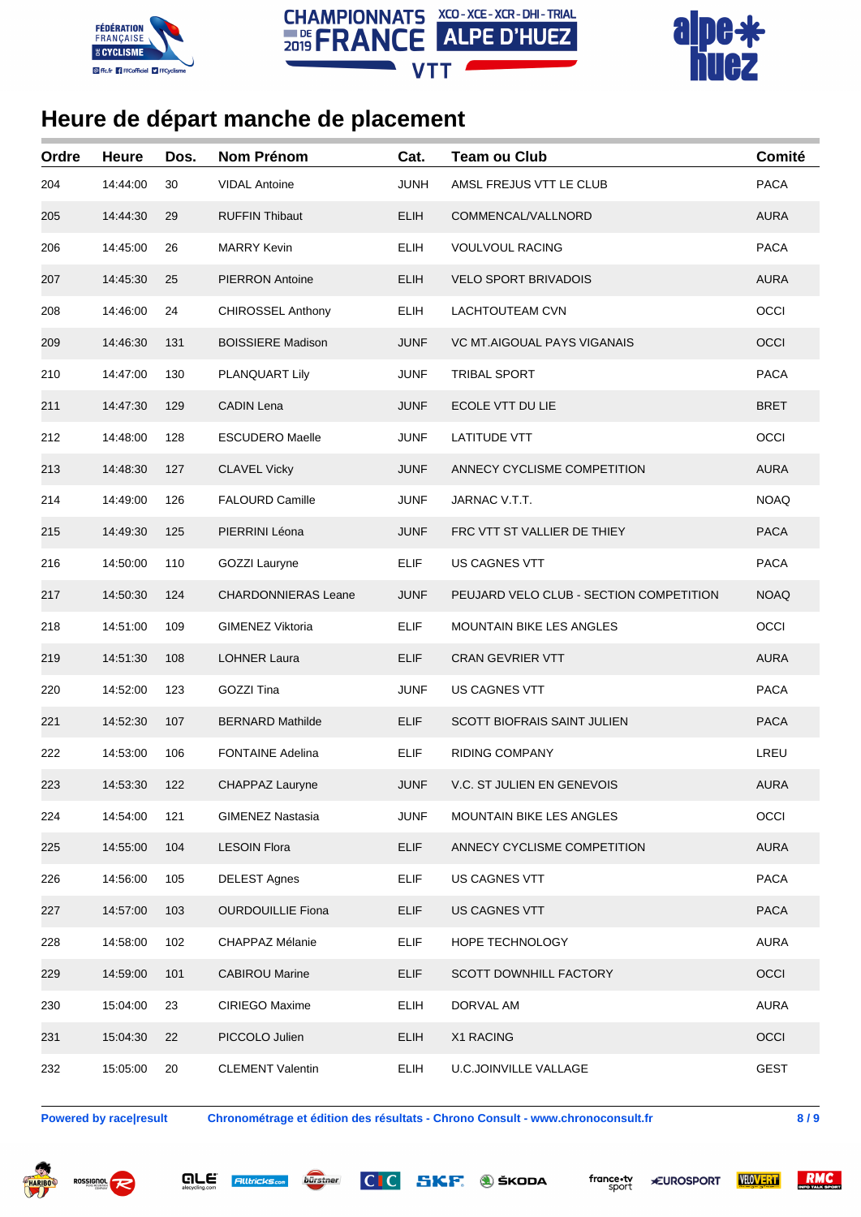# Heure de départ manche de placement

| Ordre | Heure | Dos. | Nom Prénom | Cat. | Team ou Club | Comité |
|---|---|---|---|---|---|---|
| 204 | 14:44:00 | 30 | VIDAL Antoine | JUNH | AMSL FREJUS VTT LE CLUB | PACA |
| 205 | 14:44:30 | 29 | RUFFIN Thibaut | ELIH | COMMENCAL/VALLNORD | AURA |
| 206 | 14:45:00 | 26 | MARRY Kevin | ELIH | VOULVOUL RACING | PACA |
| 207 | 14:45:30 | 25 | PIERRON Antoine | ELIH | VELO SPORT BRIVADOIS | AURA |
| 208 | 14:46:00 | 24 | CHIROSSEL Anthony | ELIH | LACHTOUTEAM CVN | OCCI |
| 209 | 14:46:30 | 131 | BOISSIERE Madison | JUNF | VC MT.AIGOUAL PAYS VIGANAIS | OCCI |
| 210 | 14:47:00 | 130 | PLANQUART Lily | JUNF | TRIBAL SPORT | PACA |
| 211 | 14:47:30 | 129 | CADIN Lena | JUNF | ECOLE VTT DU LIE | BRET |
| 212 | 14:48:00 | 128 | ESCUDERO Maelle | JUNF | LATITUDE VTT | OCCI |
| 213 | 14:48:30 | 127 | CLAVEL Vicky | JUNF | ANNECY CYCLISME COMPETITION | AURA |
| 214 | 14:49:00 | 126 | FALOURD Camille | JUNF | JARNAC V.T.T. | NOAQ |
| 215 | 14:49:30 | 125 | PIERRINI Léona | JUNF | FRC VTT ST VALLIER DE THIEY | PACA |
| 216 | 14:50:00 | 110 | GOZZI Lauryne | ELIF | US CAGNES VTT | PACA |
| 217 | 14:50:30 | 124 | CHARDONNIERAS Leane | JUNF | PEUJARD VELO CLUB - SECTION COMPETITION | NOAQ |
| 218 | 14:51:00 | 109 | GIMENEZ Viktoria | ELIF | MOUNTAIN BIKE LES ANGLES | OCCI |
| 219 | 14:51:30 | 108 | LOHNER Laura | ELIF | CRAN GEVRIER VTT | AURA |
| 220 | 14:52:00 | 123 | GOZZI Tina | JUNF | US CAGNES VTT | PACA |
| 221 | 14:52:30 | 107 | BERNARD Mathilde | ELIF | SCOTT BIOFRAIS SAINT JULIEN | PACA |
| 222 | 14:53:00 | 106 | FONTAINE Adelina | ELIF | RIDING COMPANY | LREU |
| 223 | 14:53:30 | 122 | CHAPPAZ Lauryne | JUNF | V.C. ST JULIEN EN GENEVOIS | AURA |
| 224 | 14:54:00 | 121 | GIMENEZ Nastasia | JUNF | MOUNTAIN BIKE LES ANGLES | OCCI |
| 225 | 14:55:00 | 104 | LESOIN Flora | ELIF | ANNECY CYCLISME COMPETITION | AURA |
| 226 | 14:56:00 | 105 | DELEST Agnes | ELIF | US CAGNES VTT | PACA |
| 227 | 14:57:00 | 103 | OURDOUILLIE Fiona | ELIF | US CAGNES VTT | PACA |
| 228 | 14:58:00 | 102 | CHAPPAZ Mélanie | ELIF | HOPE TECHNOLOGY | AURA |
| 229 | 14:59:00 | 101 | CABIROU Marine | ELIF | SCOTT DOWNHILL FACTORY | OCCI |
| 230 | 15:04:00 | 23 | CIRIEGO Maxime | ELIH | DORVAL AM | AURA |
| 231 | 15:04:30 | 22 | PICCOLO Julien | ELIH | X1 RACING | OCCI |
| 232 | 15:05:00 | 20 | CLEMENT Valentin | ELIH | U.C.JOINVILLE VALLAGE | GEST |

**Powered by race|result** **Chronométrage et édition des résultats - Chrono Consult - www.chronoconsult.fr**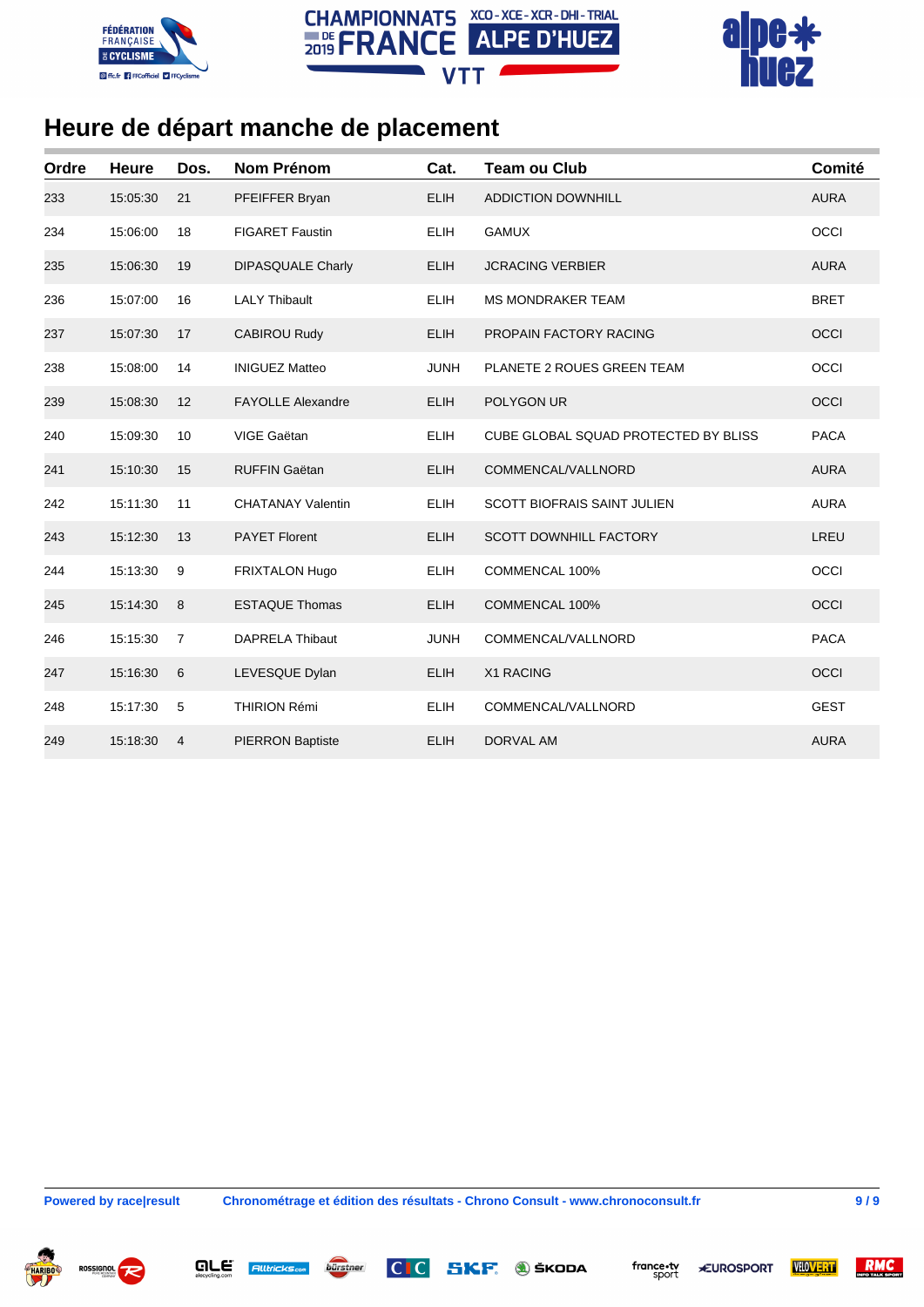# Heure de départ manche de placement

| Ordre | Heure | Dos. | Nom Prénom | Cat. | Team ou Club | Comité |
|---|---|---|---|---|---|---|
| 233 | 15:05:30 | 21 | PFEIFFER Bryan | ELIH | ADDICTION DOWNHILL | AURA |
| 234 | 15:06:00 | 18 | FIGARET Faustin | ELIH | GAMUX | OCCI |
| 235 | 15:06:30 | 19 | DIPASQUALE Charly | ELIH | JCRACING VERBIER | AURA |
| 236 | 15:07:00 | 16 | LALY Thibault | ELIH | MS MONDRAKER TEAM | BRET |
| 237 | 15:07:30 | 17 | CABIROU Rudy | ELIH | PROPAIN FACTORY RACING | OCCI |
| 238 | 15:08:00 | 14 | INIGUEZ Matteo | JUNH | PLANETE 2 ROUES GREEN TEAM | OCCI |
| 239 | 15:08:30 | 12 | FAYOLLE Alexandre | ELIH | POLYGON UR | OCCI |
| 240 | 15:09:30 | 10 | VIGE Gaëtan | ELIH | CUBE GLOBAL SQUAD PROTECTED BY BLISS | PACA |
| 241 | 15:10:30 | 15 | RUFFIN Gaëtan | ELIH | COMMENCAL/VALLNORD | AURA |
| 242 | 15:11:30 | 11 | CHATANAY Valentin | ELIH | SCOTT BIOFRAIS SAINT JULIEN | AURA |
| 243 | 15:12:30 | 13 | PAYET Florent | ELIH | SCOTT DOWNHILL FACTORY | LREU |
| 244 | 15:13:30 | 9 | FRIXTALON Hugo | ELIH | COMMENCAL 100% | OCCI |
| 245 | 15:14:30 | 8 | ESTAQUE Thomas | ELIH | COMMENCAL 100% | OCCI |
| 246 | 15:15:30 | 7 | DAPRELA Thibaut | JUNH | COMMENCAL/VALLNORD | PACA |
| 247 | 15:16:30 | 6 | LEVESQUE Dylan | ELIH | X1 RACING | OCCI |
| 248 | 15:17:30 | 5 | THIRION Rémi | ELIH | COMMENCAL/VALLNORD | GEST |
| 249 | 15:18:30 | 4 | PIERRON Baptiste | ELIH | DORVAL AM | AURA |

**Powered by race|result** **Chronométrage et édition des résultats - Chrono Consult - www.chronoconsult.fr**